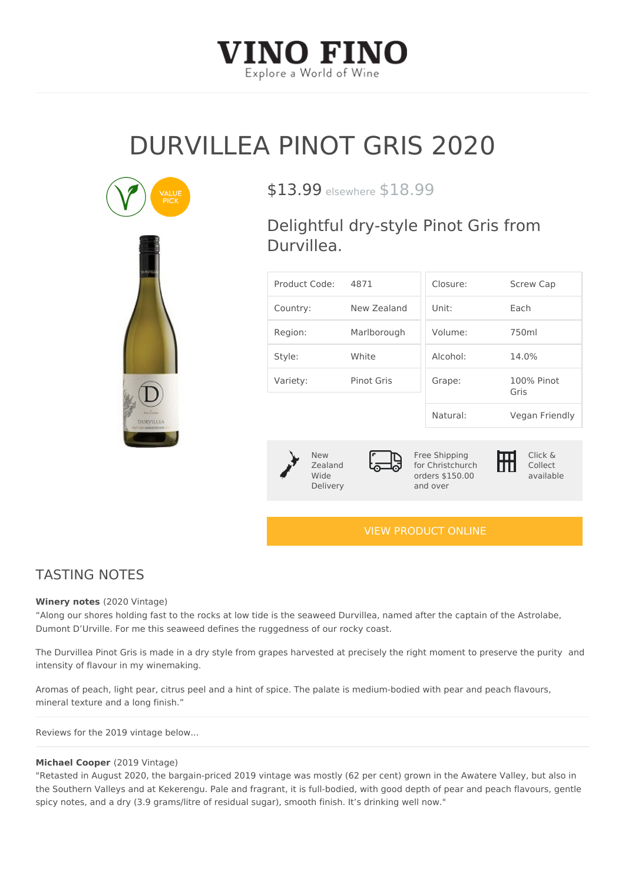# VINO FINO

Explore a World of Wine

# DURVILLEA PINOT GRIS 2020

VALUE PICK

$13.99 elsewhere $18.99

## Delightful dry-style Pinot Gris from Durvillea.

| | |
|---|---|
| Product Code: | 4871 |
| Country: | New Zealand |
| Region: | Marlborough |
| Style: | White |
| Variety: | Pinot Gris |

| | |
|---|---|
| Closure: | Screw Cap |
| Unit: | Each |
| Volume: | 750ml |
| Alcohol: | 14.0% |
| Grape: | 100% Pinot Gris |
| Natural: | Vegan Friendly |

New Zealand Wide Delivery

Free Shipping for Christchurch orders $150.00 and over

Click & Collect available

VIEW PRODUCT ONLINE

## TASTING NOTES

**Winery notes** (2020 Vintage)
"Along our shores holding fast to the rocks at low tide is the seaweed Durvillea, named after the captain of the Astrolabe, Dumont D'Urville. For me this seaweed defines the ruggedness of our rocky coast.

The Durvillea Pinot Gris is made in a dry style from grapes harvested at precisely the right moment to preserve the purity and intensity of flavour in my winemaking.

Aromas of peach, light pear, citrus peel and a hint of spice. The palate is medium-bodied with pear and peach flavours, mineral texture and a long finish."

Reviews for the 2019 vintage below...

**Michael Cooper** (2019 Vintage)
"Retasted in August 2020, the bargain-priced 2019 vintage was mostly (62 per cent) grown in the Awatere Valley, but also in the Southern Valleys and at Kekerengu. Pale and fragrant, it is full-bodied, with good depth of pear and peach flavours, gentle spicy notes, and a dry (3.9 grams/litre of residual sugar), smooth finish. It's drinking well now."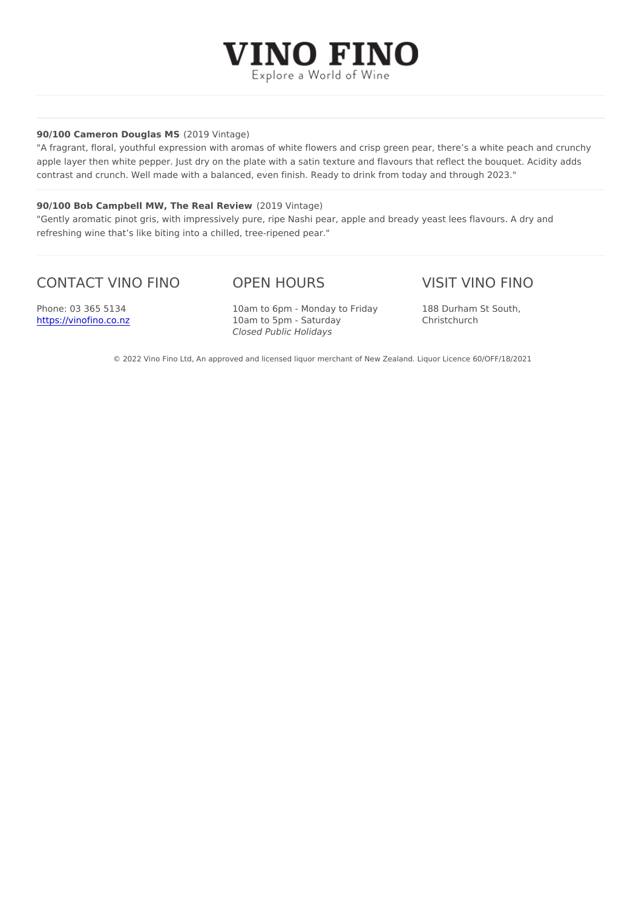# VINO FINO

Explore a World of Wine

**90/100 Cameron Douglas MS** (2019 Vintage)
"A fragrant, floral, youthful expression with aromas of white flowers and crisp green pear, there's a white peach and crunchy apple layer then white pepper. Just dry on the plate with a satin texture and flavours that reflect the bouquet. Acidity adds contrast and crunch. Well made with a balanced, even finish. Ready to drink from today and through 2023."

**90/100 Bob Campbell MW, The Real Review** (2019 Vintage)
"Gently aromatic pinot gris, with impressively pure, ripe Nashi pear, apple and bready yeast lees flavours. A dry and refreshing wine that's like biting into a chilled, tree-ripened pear."

## CONTACT VINO FINO

Phone: 03 365 5134
[https://vinofino.co.nz](https://vinofino.co.nz)

## OPEN HOURS

10am to 6pm - Monday to Friday
10am to 5pm - Saturday
*Closed Public Holidays*

## VISIT VINO FINO

188 Durham St South,
Christchurch

© 2022 Vino Fino Ltd, An approved and licensed liquor merchant of New Zealand. Liquor Licence 60/OFF/18/2021